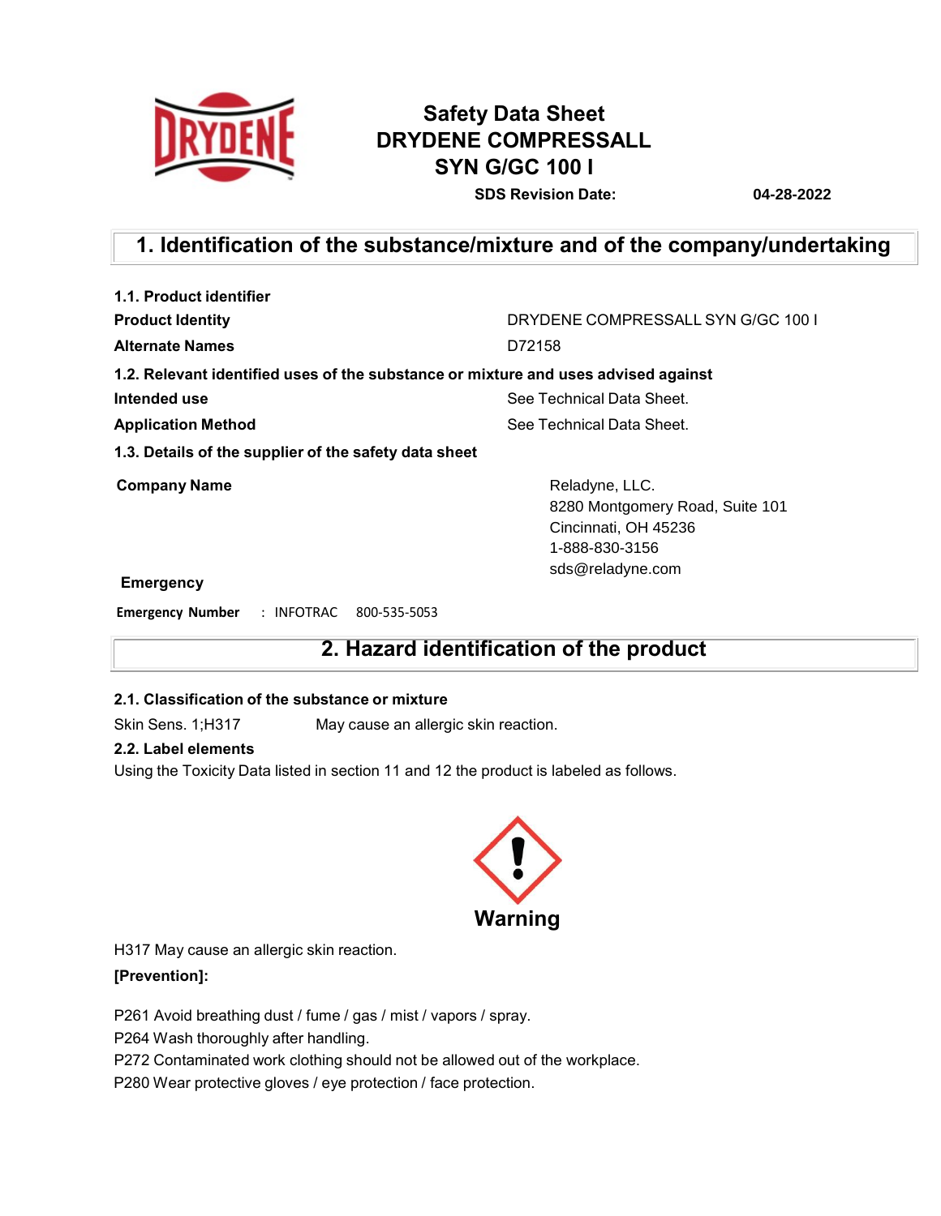# Safety Data Sheet
# DRYDENE COMPRESSALL SYN G/GC 100 I

**SDS Revision Date:** **04-28-2022**

## 1. Identification of the substance/mixture and of the company/undertaking

**1.1. Product identifier**

| | |
|---|---|
| **Product Identity** | DRYDENE COMPRESSALL SYN G/GC 100 I |
| **Alternate Names** | D72158 |

**1.2. Relevant identified uses of the substance or mixture and uses advised against**

| | |
|---|---|
| **Intended use** | See Technical Data Sheet. |
| **Application Method** | See Technical Data Sheet. |

**1.3. Details of the supplier of the safety data sheet**

**Company Name**

Reladyne, LLC.
8280 Montgomery Road, Suite 101
Cincinnati, OH 45236
1-888-830-3156
sds@reladyne.com

**Emergency**

**Emergency Number** : INFOTRAC 800-535-5053

## 2. Hazard identification of the product

**2.1. Classification of the substance or mixture**

Skin Sens. 1;H317 May cause an allergic skin reaction.

**2.2. Label elements**

Using the Toxicity Data listed in section 11 and 12 the product is labeled as follows.

**Warning**

H317 May cause an allergic skin reaction.

**[Prevention]:**

P261 Avoid breathing dust / fume / gas / mist / vapors / spray.
P264 Wash thoroughly after handling.
P272 Contaminated work clothing should not be allowed out of the workplace.
P280 Wear protective gloves / eye protection / face protection.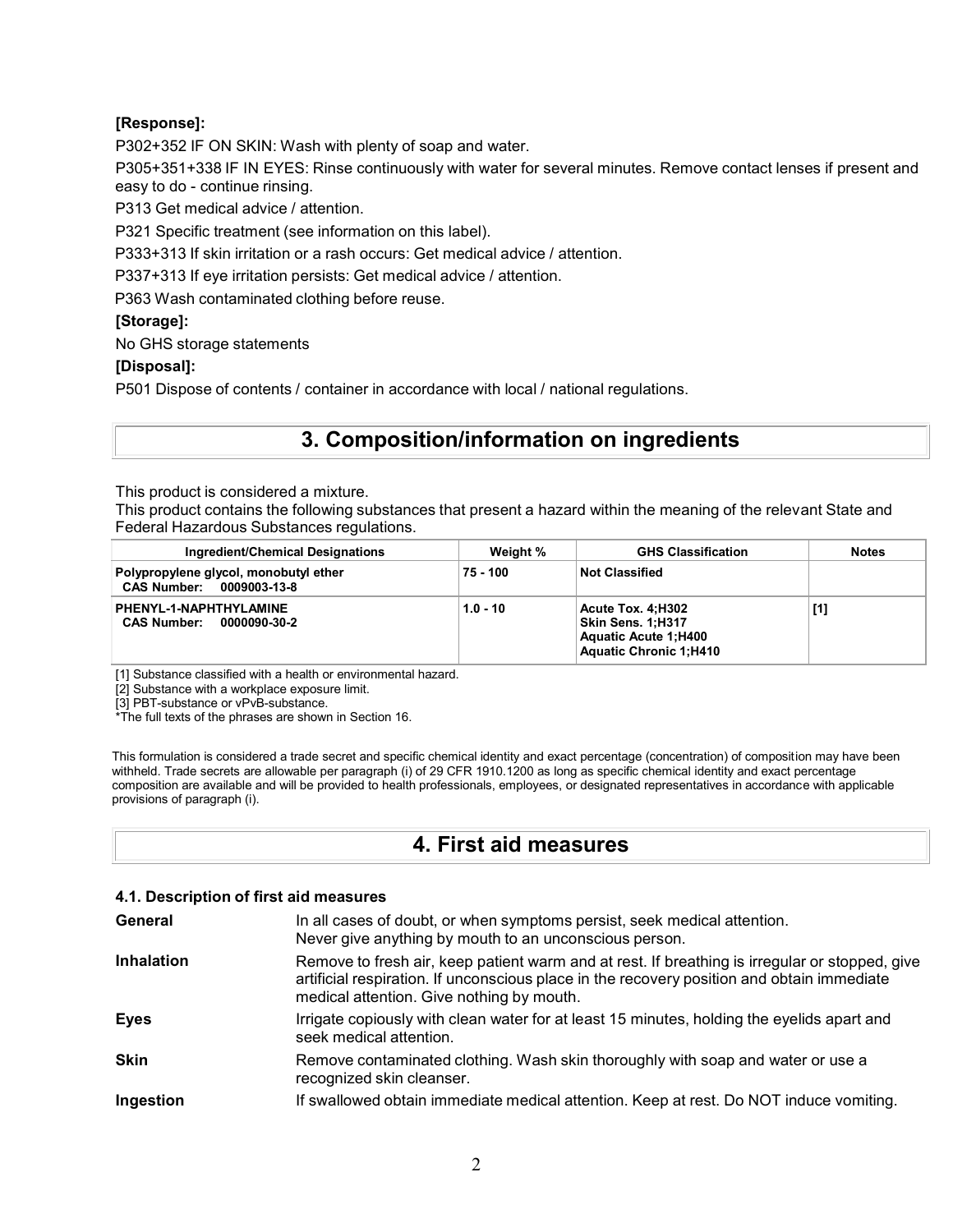**[Response]:**

P302+352 IF ON SKIN: Wash with plenty of soap and water.

P305+351+338 IF IN EYES: Rinse continuously with water for several minutes. Remove contact lenses if present and easy to do - continue rinsing.

P313 Get medical advice / attention.

P321 Specific treatment (see information on this label).

P333+313 If skin irritation or a rash occurs: Get medical advice / attention.

P337+313 If eye irritation persists: Get medical advice / attention.

P363 Wash contaminated clothing before reuse.

**[Storage]:**

No GHS storage statements

**[Disposal]:**

P501 Dispose of contents / container in accordance with local / national regulations.

# 3. Composition/information on ingredients

This product is considered a mixture.
This product contains the following substances that present a hazard within the meaning of the relevant State and Federal Hazardous Substances regulations.

| Ingredient/Chemical Designations | Weight % | GHS Classification | Notes |
|---|---|---|---|
| **Polypropylene glycol, monobutyl ether**<br>**CAS Number: 0009003-13-8** | **75 - 100** | **Not Classified** | |
| **PHENYL-1-NAPHTHYLAMINE**<br>**CAS Number: 0000090-30-2** | **1.0 - 10** | **Acute Tox. 4;H302**<br>**Skin Sens. 1;H317**<br>**Aquatic Acute 1;H400**<br>**Aquatic Chronic 1;H410** | **[1]** |

[1] Substance classified with a health or environmental hazard.
[2] Substance with a workplace exposure limit.
[3] PBT-substance or vPvB-substance.
*The full texts of the phrases are shown in Section 16.

This formulation is considered a trade secret and specific chemical identity and exact percentage (concentration) of composition may have been withheld. Trade secrets are allowable per paragraph (i) of 29 CFR 1910.1200 as long as specific chemical identity and exact percentage composition are available and will be provided to health professionals, employees, or designated representatives in accordance with applicable provisions of paragraph (i).

# 4. First aid measures

### 4.1. Description of first aid measures

**General** In all cases of doubt, or when symptoms persist, seek medical attention. Never give anything by mouth to an unconscious person.

**Inhalation** Remove to fresh air, keep patient warm and at rest. If breathing is irregular or stopped, give artificial respiration. If unconscious place in the recovery position and obtain immediate medical attention. Give nothing by mouth.

**Eyes** Irrigate copiously with clean water for at least 15 minutes, holding the eyelids apart and seek medical attention.

**Skin** Remove contaminated clothing. Wash skin thoroughly with soap and water or use a recognized skin cleanser.

**Ingestion** If swallowed obtain immediate medical attention. Keep at rest. Do NOT induce vomiting.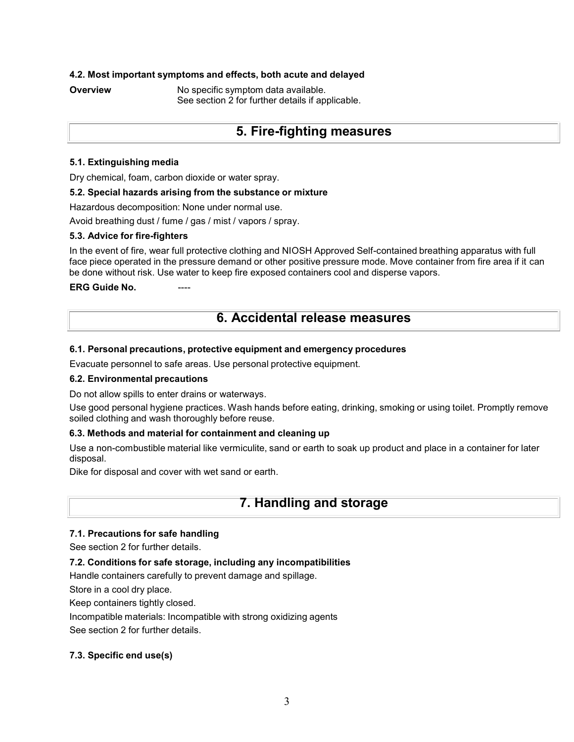### 4.2. Most important symptoms and effects, both acute and delayed

**Overview** No specific symptom data available.
See section 2 for further details if applicable.

## 5. Fire-fighting measures

### 5.1. Extinguishing media

Dry chemical, foam, carbon dioxide or water spray.

### 5.2. Special hazards arising from the substance or mixture

Hazardous decomposition: None under normal use.

Avoid breathing dust / fume / gas / mist / vapors / spray.

### 5.3. Advice for fire-fighters

In the event of fire, wear full protective clothing and NIOSH Approved Self-contained breathing apparatus with full face piece operated in the pressure demand or other positive pressure mode. Move container from fire area if it can be done without risk. Use water to keep fire exposed containers cool and disperse vapors.

**ERG Guide No.** ----

## 6. Accidental release measures

### 6.1. Personal precautions, protective equipment and emergency procedures

Evacuate personnel to safe areas. Use personal protective equipment.

### 6.2. Environmental precautions

Do not allow spills to enter drains or waterways.

Use good personal hygiene practices. Wash hands before eating, drinking, smoking or using toilet. Promptly remove soiled clothing and wash thoroughly before reuse.

### 6.3. Methods and material for containment and cleaning up

Use a non-combustible material like vermiculite, sand or earth to soak up product and place in a container for later disposal.

Dike for disposal and cover with wet sand or earth.

## 7. Handling and storage

### 7.1. Precautions for safe handling

See section 2 for further details.

### 7.2. Conditions for safe storage, including any incompatibilities

Handle containers carefully to prevent damage and spillage.

Store in a cool dry place.

Keep containers tightly closed.

Incompatible materials: Incompatible with strong oxidizing agents

See section 2 for further details.

### 7.3. Specific end use(s)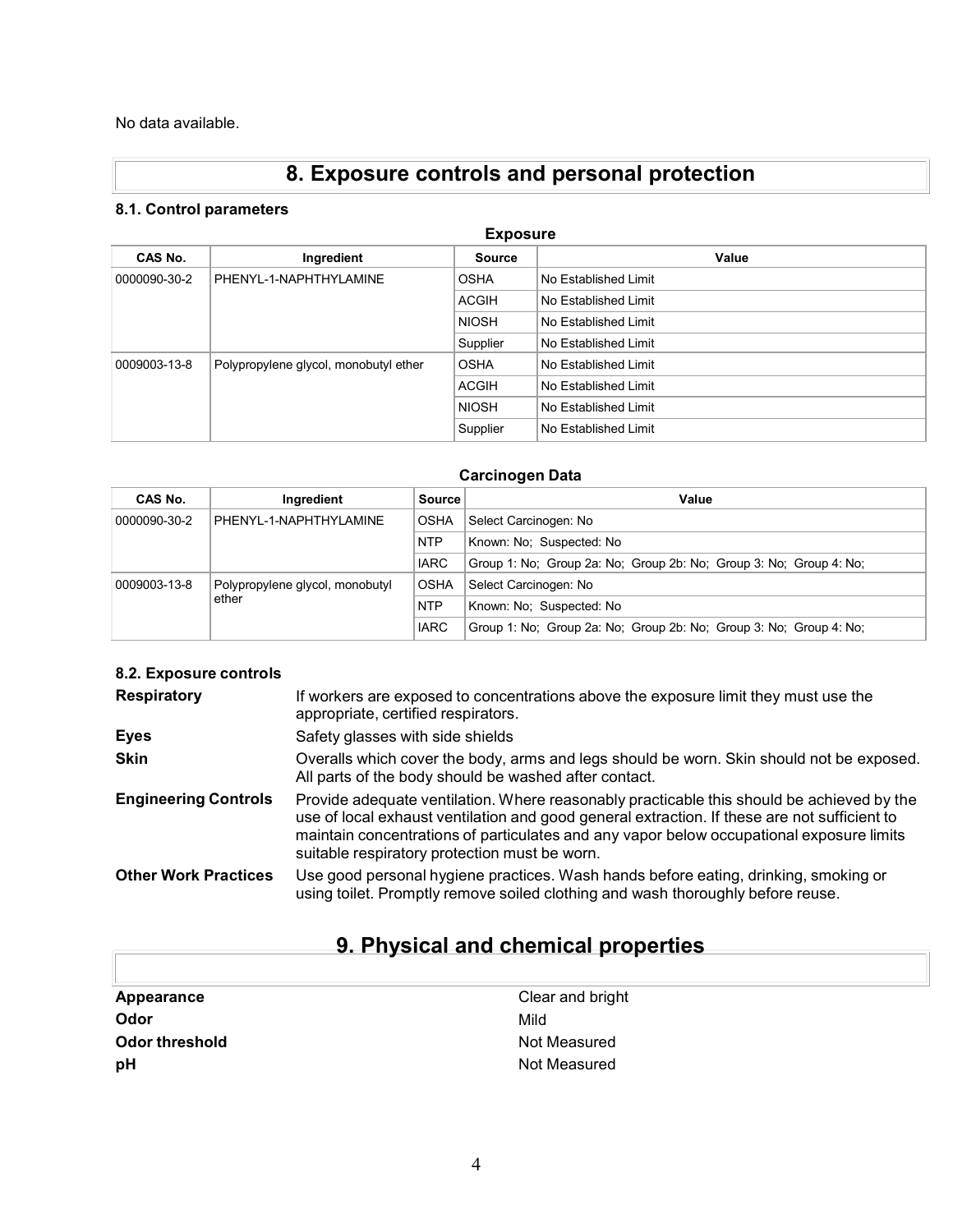No data available.

# 8. Exposure controls and personal protection

### 8.1. Control parameters

**Exposure**

| CAS No. | Ingredient | Source | Value |
|---|---|---|---|
| 0000090-30-2 | PHENYL-1-NAPHTHYLAMINE | OSHA | No Established Limit |
| | | ACGIH | No Established Limit |
| | | NIOSH | No Established Limit |
| | | Supplier | No Established Limit |
| 0009003-13-8 | Polypropylene glycol, monobutyl ether | OSHA | No Established Limit |
| | | ACGIH | No Established Limit |
| | | NIOSH | No Established Limit |
| | | Supplier | No Established Limit |

**Carcinogen Data**

| CAS No. | Ingredient | Source | Value |
|---|---|---|---|
| 0000090-30-2 | PHENYL-1-NAPHTHYLAMINE | OSHA | Select Carcinogen: No |
| | | NTP | Known: No; Suspected: No |
| | | IARC | Group 1: No; Group 2a: No; Group 2b: No; Group 3: No; Group 4: No; |
| 0009003-13-8 | Polypropylene glycol, monobutyl ether | OSHA | Select Carcinogen: No |
| | | NTP | Known: No; Suspected: No |
| | | IARC | Group 1: No; Group 2a: No; Group 2b: No; Group 3: No; Group 4: No; |

### 8.2. Exposure controls

**Respiratory** — If workers are exposed to concentrations above the exposure limit they must use the appropriate, certified respirators.

**Eyes** — Safety glasses with side shields

**Skin** — Overalls which cover the body, arms and legs should be worn. Skin should not be exposed. All parts of the body should be washed after contact.

**Engineering Controls** — Provide adequate ventilation. Where reasonably practicable this should be achieved by the use of local exhaust ventilation and good general extraction. If these are not sufficient to maintain concentrations of particulates and any vapor below occupational exposure limits suitable respiratory protection must be worn.

**Other Work Practices** — Use good personal hygiene practices. Wash hands before eating, drinking, smoking or using toilet. Promptly remove soiled clothing and wash thoroughly before reuse.

# 9. Physical and chemical properties

| | |
|---|---|
| **Appearance** | Clear and bright |
| **Odor** | Mild |
| **Odor threshold** | Not Measured |
| **pH** | Not Measured |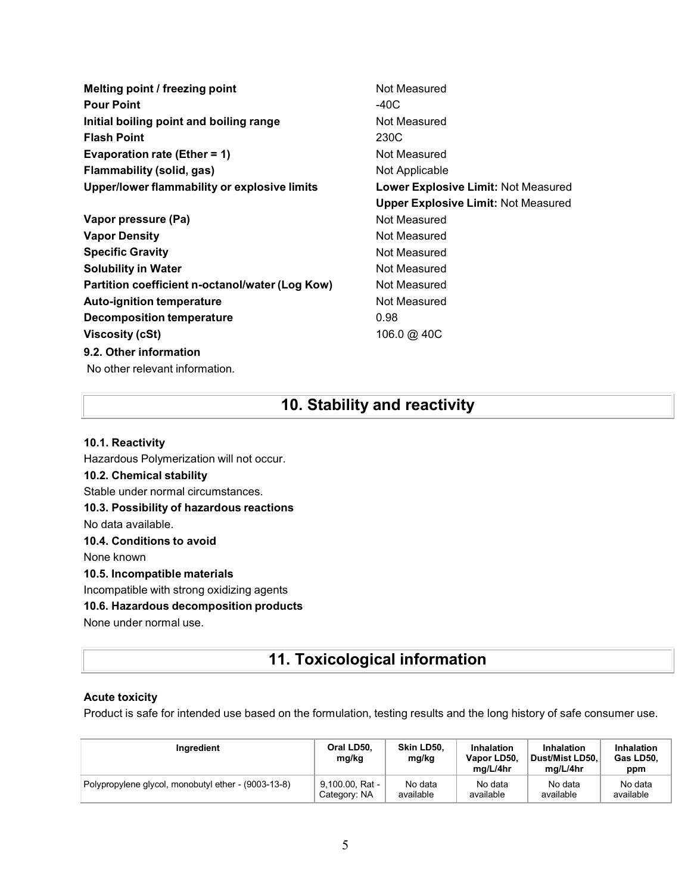| | |
|---|---|
| **Melting point / freezing point** | Not Measured |
| **Pour Point** | -40C |
| **Initial boiling point and boiling range** | Not Measured |
| **Flash Point** | 230C |
| **Evaporation rate (Ether = 1)** | Not Measured |
| **Flammability (solid, gas)** | Not Applicable |
| **Upper/lower flammability or explosive limits** | **Lower Explosive Limit:** Not Measured<br>**Upper Explosive Limit:** Not Measured |
| **Vapor pressure (Pa)** | Not Measured |
| **Vapor Density** | Not Measured |
| **Specific Gravity** | Not Measured |
| **Solubility in Water** | Not Measured |
| **Partition coefficient n-octanol/water (Log Kow)** | Not Measured |
| **Auto-ignition temperature** | Not Measured |
| **Decomposition temperature** | 0.98 |
| **Viscosity (cSt)** | 106.0 @ 40C |

**9.2. Other information**

No other relevant information.

## 10. Stability and reactivity

**10.1. Reactivity**

Hazardous Polymerization will not occur.

**10.2. Chemical stability**

Stable under normal circumstances.

**10.3. Possibility of hazardous reactions**

No data available.

**10.4. Conditions to avoid**

None known

**10.5. Incompatible materials**

Incompatible with strong oxidizing agents

**10.6. Hazardous decomposition products**

None under normal use.

## 11. Toxicological information

**Acute toxicity**

Product is safe for intended use based on the formulation, testing results and the long history of safe consumer use.

| Ingredient | Oral LD50, mg/kg | Skin LD50, mg/kg | Inhalation Vapor LD50, mg/L/4hr | Inhalation Dust/Mist LD50, mg/L/4hr | Inhalation Gas LD50, ppm |
|---|---|---|---|---|---|
| Polypropylene glycol, monobutyl ether - (9003-13-8) | 9,100.00, Rat - Category: NA | No data available | No data available | No data available | No data available |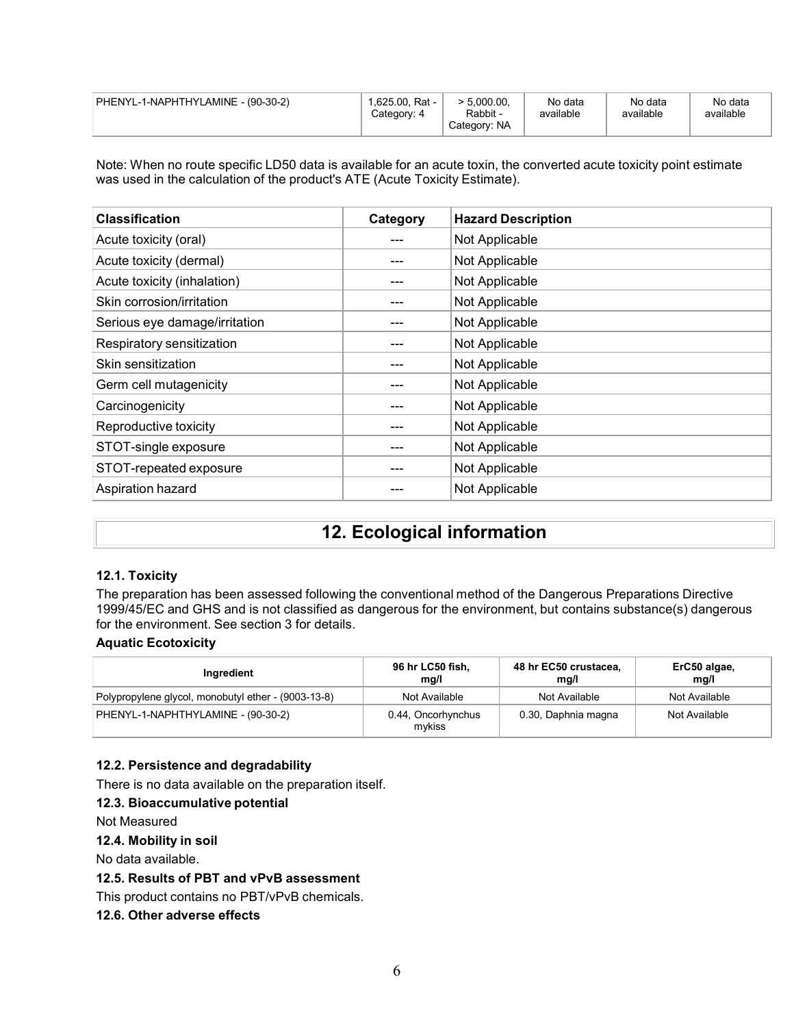| PHENYL-1-NAPHTHYLAMINE - (90-30-2) | 1,625.00, Rat - Category: 4 | > 5,000.00, Rabbit - Category: NA | No data available | No data available | No data available |
| --- | --- | --- | --- | --- | --- |

Note: When no route specific LD50 data is available for an acute toxin, the converted acute toxicity point estimate was used in the calculation of the product's ATE (Acute Toxicity Estimate).

| Classification | Category | Hazard Description |
| --- | --- | --- |
| Acute toxicity (oral) | --- | Not Applicable |
| Acute toxicity (dermal) | --- | Not Applicable |
| Acute toxicity (inhalation) | --- | Not Applicable |
| Skin corrosion/irritation | --- | Not Applicable |
| Serious eye damage/irritation | --- | Not Applicable |
| Respiratory sensitization | --- | Not Applicable |
| Skin sensitization | --- | Not Applicable |
| Germ cell mutagenicity | --- | Not Applicable |
| Carcinogenicity | --- | Not Applicable |
| Reproductive toxicity | --- | Not Applicable |
| STOT-single exposure | --- | Not Applicable |
| STOT-repeated exposure | --- | Not Applicable |
| Aspiration hazard | --- | Not Applicable |

# 12. Ecological information

### 12.1. Toxicity

The preparation has been assessed following the conventional method of the Dangerous Preparations Directive 1999/45/EC and GHS and is not classified as dangerous for the environment, but contains substance(s) dangerous for the environment. See section 3 for details.

**Aquatic Ecotoxicity**

| Ingredient | 96 hr LC50 fish, mg/l | 48 hr EC50 crustacea, mg/l | ErC50 algae, mg/l |
| --- | --- | --- | --- |
| Polypropylene glycol, monobutyl ether - (9003-13-8) | Not Available | Not Available | Not Available |
| PHENYL-1-NAPHTHYLAMINE - (90-30-2) | 0.44, Oncorhynchus mykiss | 0.30, Daphnia magna | Not Available |

### 12.2. Persistence and degradability

There is no data available on the preparation itself.

### 12.3. Bioaccumulative potential

Not Measured

### 12.4. Mobility in soil

No data available.

### 12.5. Results of PBT and vPvB assessment

This product contains no PBT/vPvB chemicals.

### 12.6. Other adverse effects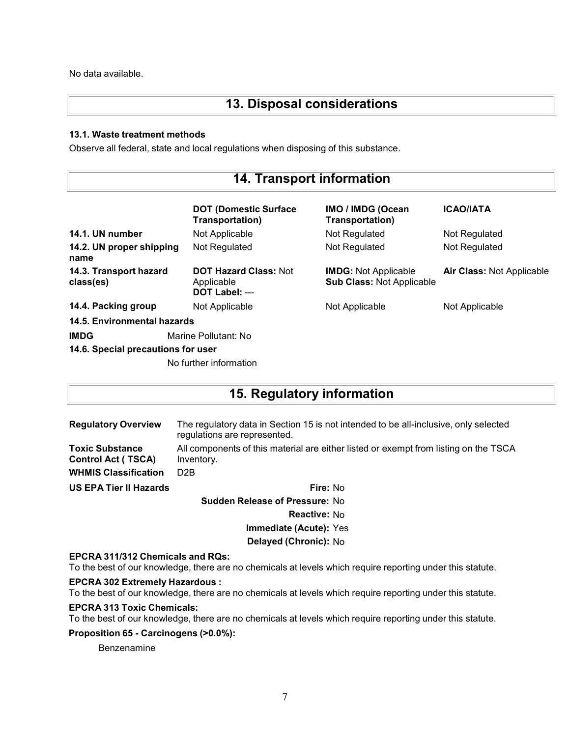No data available.

## 13. Disposal considerations

**13.1. Waste treatment methods**

Observe all federal, state and local regulations when disposing of this substance.

## 14. Transport information

| | DOT (Domestic Surface Transportation) | IMO / IMDG (Ocean Transportation) | ICAO/IATA |
|---|---|---|---|
| **14.1. UN number** | Not Applicable | Not Regulated | Not Regulated |
| **14.2. UN proper shipping name** | Not Regulated | Not Regulated | Not Regulated |
| **14.3. Transport hazard class(es)** | **DOT Hazard Class:** Not Applicable **DOT Label:** --- | **IMDG:** Not Applicable **Sub Class:** Not Applicable | **Air Class:** Not Applicable |
| **14.4. Packing group** | Not Applicable | Not Applicable | Not Applicable |

**14.5. Environmental hazards**

**IMDG** Marine Pollutant: No

**14.6. Special precautions for user**

No further information

## 15. Regulatory information

**Regulatory Overview** The regulatory data in Section 15 is not intended to be all-inclusive, only selected regulations are represented.

**Toxic Substance Control Act ( TSCA)** All components of this material are either listed or exempt from listing on the TSCA Inventory.

**WHMIS Classification** D2B

**US EPA Tier II Hazards**

**Fire:** No
**Sudden Release of Pressure:** No
**Reactive:** No
**Immediate (Acute):** Yes
**Delayed (Chronic):** No

**EPCRA 311/312 Chemicals and RQs:**
To the best of our knowledge, there are no chemicals at levels which require reporting under this statute.

**EPCRA 302 Extremely Hazardous :**
To the best of our knowledge, there are no chemicals at levels which require reporting under this statute.

**EPCRA 313 Toxic Chemicals:**
To the best of our knowledge, there are no chemicals at levels which require reporting under this statute.

**Proposition 65 - Carcinogens (>0.0%):**

Benzenamine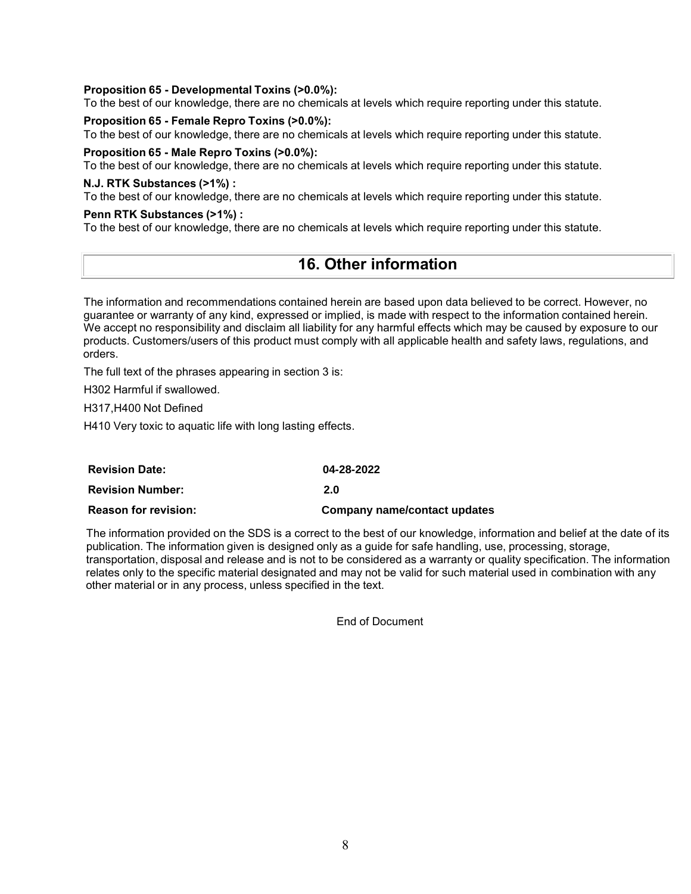**Proposition 65 - Developmental Toxins (>0.0%):**

To the best of our knowledge, there are no chemicals at levels which require reporting under this statute.

**Proposition 65 - Female Repro Toxins (>0.0%):**

To the best of our knowledge, there are no chemicals at levels which require reporting under this statute.

**Proposition 65 - Male Repro Toxins (>0.0%):**

To the best of our knowledge, there are no chemicals at levels which require reporting under this statute.

**N.J. RTK Substances (>1%) :**

To the best of our knowledge, there are no chemicals at levels which require reporting under this statute.

**Penn RTK Substances (>1%) :**

To the best of our knowledge, there are no chemicals at levels which require reporting under this statute.

## 16. Other information

The information and recommendations contained herein are based upon data believed to be correct. However, no guarantee or warranty of any kind, expressed or implied, is made with respect to the information contained herein. We accept no responsibility and disclaim all liability for any harmful effects which may be caused by exposure to our products. Customers/users of this product must comply with all applicable health and safety laws, regulations, and orders.

The full text of the phrases appearing in section 3 is:

H302 Harmful if swallowed.

H317,H400 Not Defined

H410 Very toxic to aquatic life with long lasting effects.

| | |
|---|---|
| **Revision Date:** | **04-28-2022** |
| **Revision Number:** | **2.0** |
| **Reason for revision:** | **Company name/contact updates** |

The information provided on the SDS is a correct to the best of our knowledge, information and belief at the date of its publication. The information given is designed only as a guide for safe handling, use, processing, storage, transportation, disposal and release and is not to be considered as a warranty or quality specification. The information relates only to the specific material designated and may not be valid for such material used in combination with any other material or in any process, unless specified in the text.

End of Document